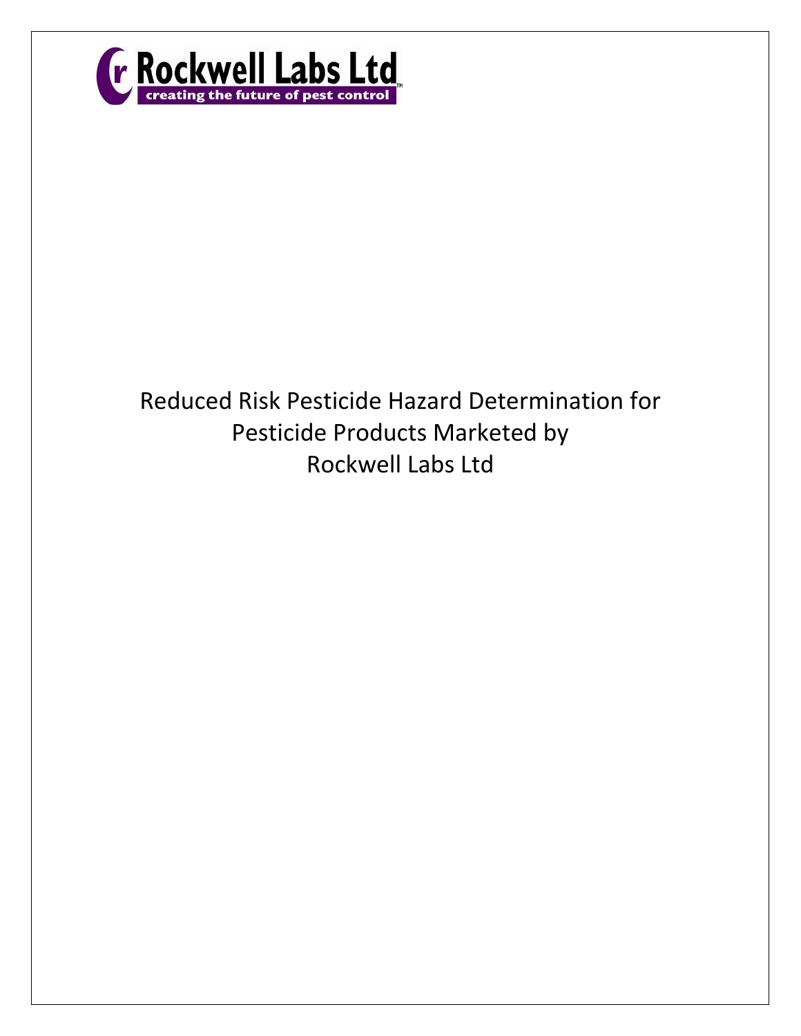Rockwell Labs Ltd

creating the future of pest control

# Reduced Risk Pesticide Hazard Determination for Pesticide Products Marketed by Rockwell Labs Ltd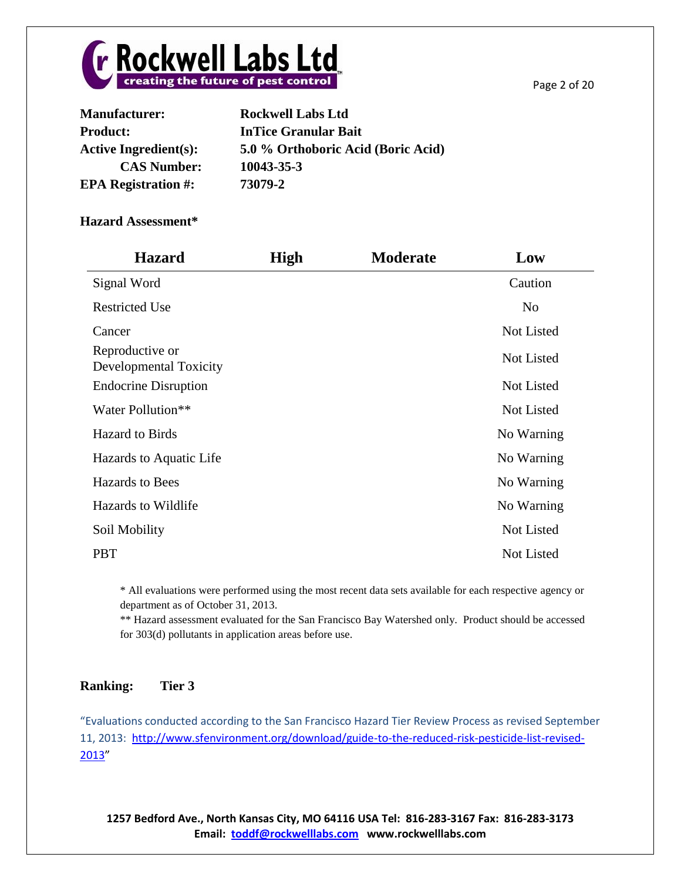**Manufacturer:** Rockwell Labs Ltd
**Product:** InTice Granular Bait
**Active Ingredient(s):** 5.0 % Orthoboric Acid (Boric Acid)
**CAS Number:** 10043-35-3
**EPA Registration #:** 73079-2

**Hazard Assessment***

| Hazard | High | Moderate | Low |
|---|---|---|---|
| Signal Word | | | Caution |
| Restricted Use | | | No |
| Cancer | | | Not Listed |
| Reproductive or Developmental Toxicity | | | Not Listed |
| Endocrine Disruption | | | Not Listed |
| Water Pollution** | | | Not Listed |
| Hazard to Birds | | | No Warning |
| Hazards to Aquatic Life | | | No Warning |
| Hazards to Bees | | | No Warning |
| Hazards to Wildlife | | | No Warning |
| Soil Mobility | | | Not Listed |
| PBT | | | Not Listed |

* All evaluations were performed using the most recent data sets available for each respective agency or department as of October 31, 2013.
** Hazard assessment evaluated for the San Francisco Bay Watershed only. Product should be accessed for 303(d) pollutants in application areas before use.

**Ranking: Tier 3**

"Evaluations conducted according to the San Francisco Hazard Tier Review Process as revised September 11, 2013: http://www.sfenvironment.org/download/guide-to-the-reduced-risk-pesticide-list-revised-2013"

**1257 Bedford Ave., North Kansas City, MO 64116 USA Tel: 816-283-3167 Fax: 816-283-3173**
**Email: toddf@rockwelllabs.com www.rockwelllabs.com**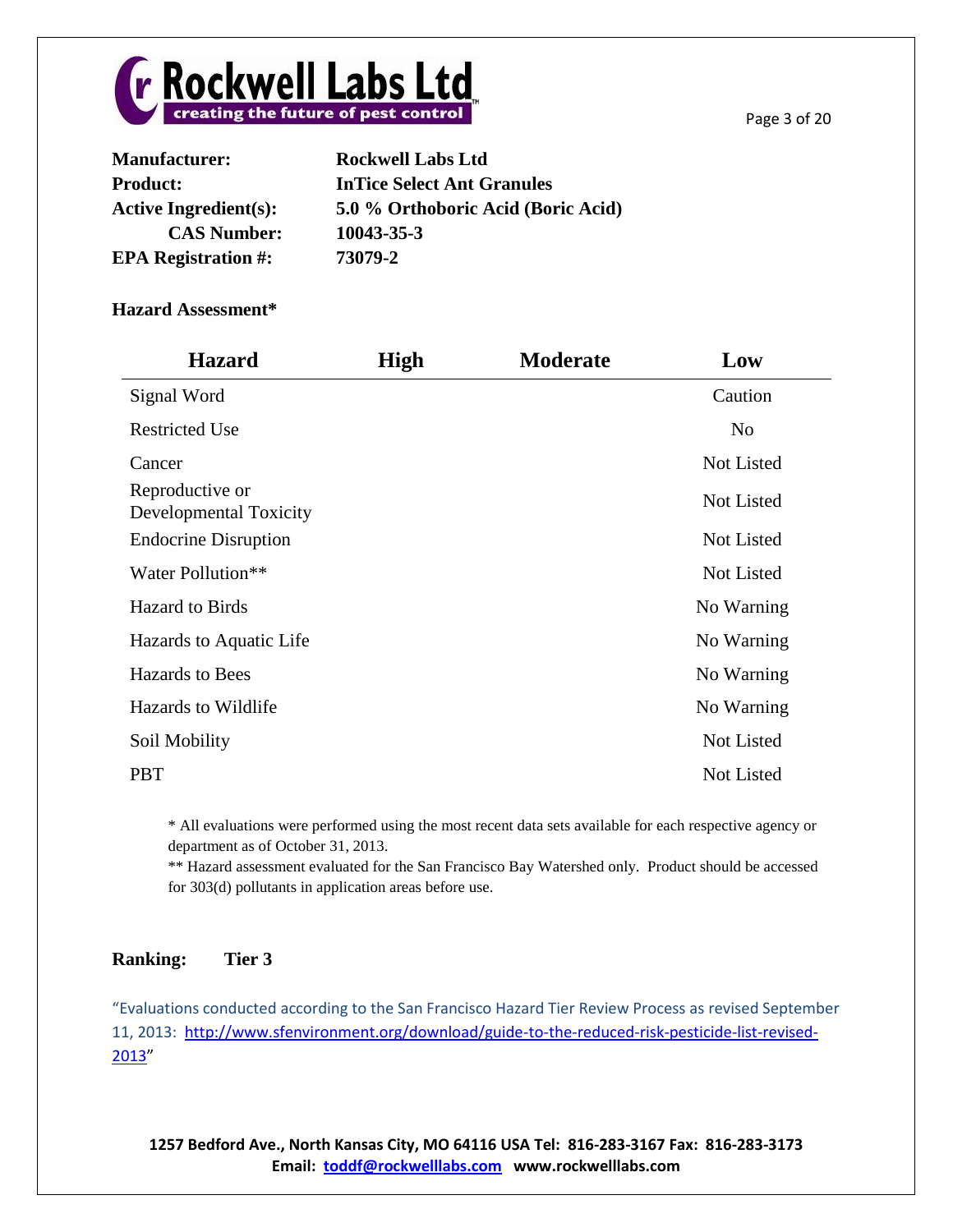**Manufacturer:** Rockwell Labs Ltd
**Product:** InTice Select Ant Granules
**Active Ingredient(s):** 5.0 % Orthoboric Acid (Boric Acid)
**CAS Number:** 10043-35-3
**EPA Registration #:** 73079-2

**Hazard Assessment***

| Hazard | High | Moderate | Low |
|---|---|---|---|
| Signal Word | | | Caution |
| Restricted Use | | | No |
| Cancer | | | Not Listed |
| Reproductive or Developmental Toxicity | | | Not Listed |
| Endocrine Disruption | | | Not Listed |
| Water Pollution** | | | Not Listed |
| Hazard to Birds | | | No Warning |
| Hazards to Aquatic Life | | | No Warning |
| Hazards to Bees | | | No Warning |
| Hazards to Wildlife | | | No Warning |
| Soil Mobility | | | Not Listed |
| PBT | | | Not Listed |

* All evaluations were performed using the most recent data sets available for each respective agency or department as of October 31, 2013.
** Hazard assessment evaluated for the San Francisco Bay Watershed only. Product should be accessed for 303(d) pollutants in application areas before use.

**Ranking: Tier 3**

"Evaluations conducted according to the San Francisco Hazard Tier Review Process as revised September 11, 2013: http://www.sfenvironment.org/download/guide-to-the-reduced-risk-pesticide-list-revised-2013"

**1257 Bedford Ave., North Kansas City, MO 64116 USA Tel: 816-283-3167 Fax: 816-283-3173**
**Email: toddf@rockwelllabs.com www.rockwelllabs.com**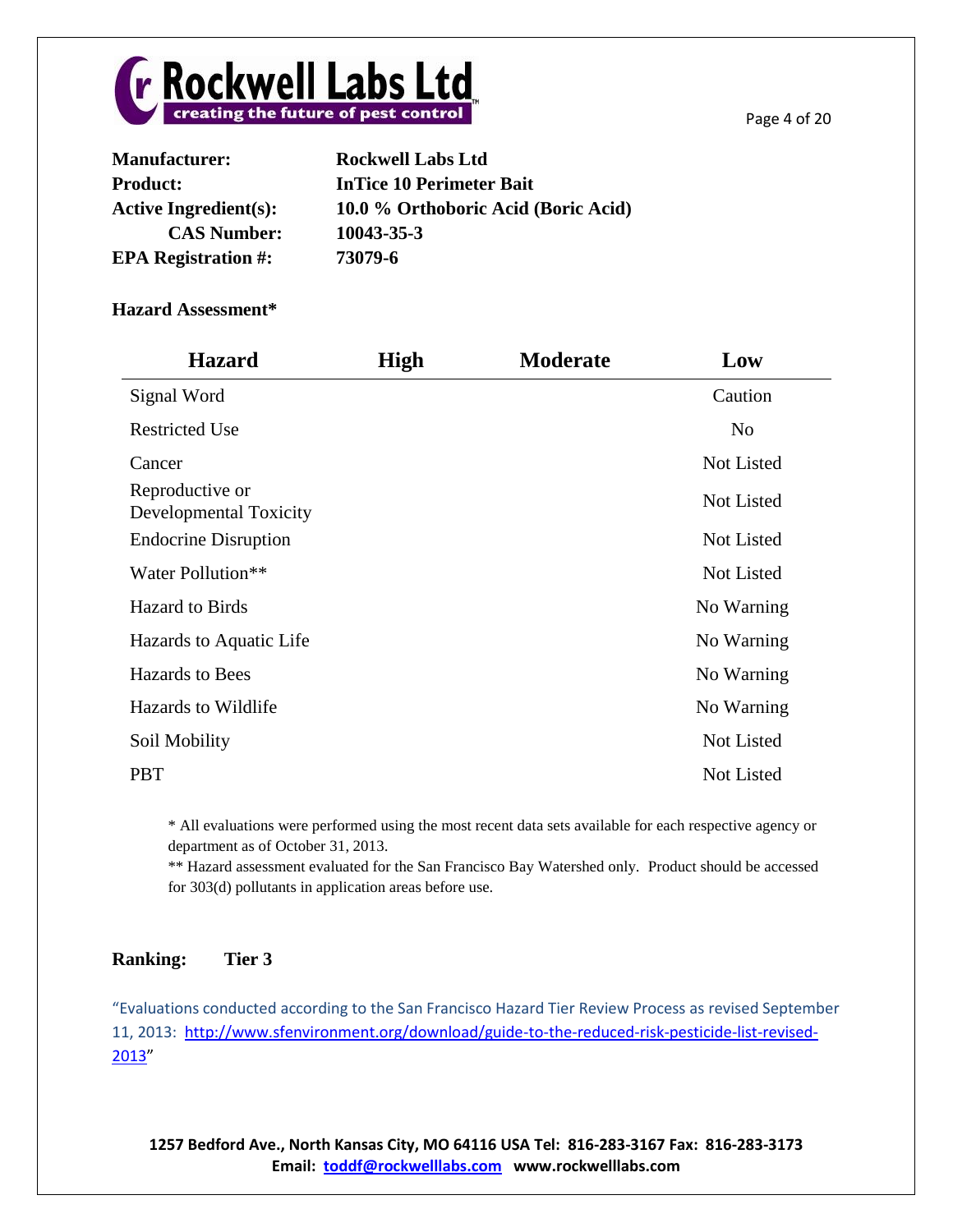**Manufacturer:** Rockwell Labs Ltd
**Product:** InTice 10 Perimeter Bait
**Active Ingredient(s):** 10.0 % Orthoboric Acid (Boric Acid)
**CAS Number:** 10043-35-3
**EPA Registration #:** 73079-6

**Hazard Assessment***

| Hazard | High | Moderate | Low |
|---|---|---|---|
| Signal Word | | | Caution |
| Restricted Use | | | No |
| Cancer | | | Not Listed |
| Reproductive or Developmental Toxicity | | | Not Listed |
| Endocrine Disruption | | | Not Listed |
| Water Pollution** | | | Not Listed |
| Hazard to Birds | | | No Warning |
| Hazards to Aquatic Life | | | No Warning |
| Hazards to Bees | | | No Warning |
| Hazards to Wildlife | | | No Warning |
| Soil Mobility | | | Not Listed |
| PBT | | | Not Listed |

\* All evaluations were performed using the most recent data sets available for each respective agency or department as of October 31, 2013.
\*\* Hazard assessment evaluated for the San Francisco Bay Watershed only. Product should be accessed for 303(d) pollutants in application areas before use.

**Ranking: Tier 3**

"Evaluations conducted according to the San Francisco Hazard Tier Review Process as revised September 11, 2013: http://www.sfenvironment.org/download/guide-to-the-reduced-risk-pesticide-list-revised-2013"

**1257 Bedford Ave., North Kansas City, MO 64116 USA Tel: 816-283-3167 Fax: 816-283-3173**
**Email: toddf@rockwelllabs.com www.rockwelllabs.com**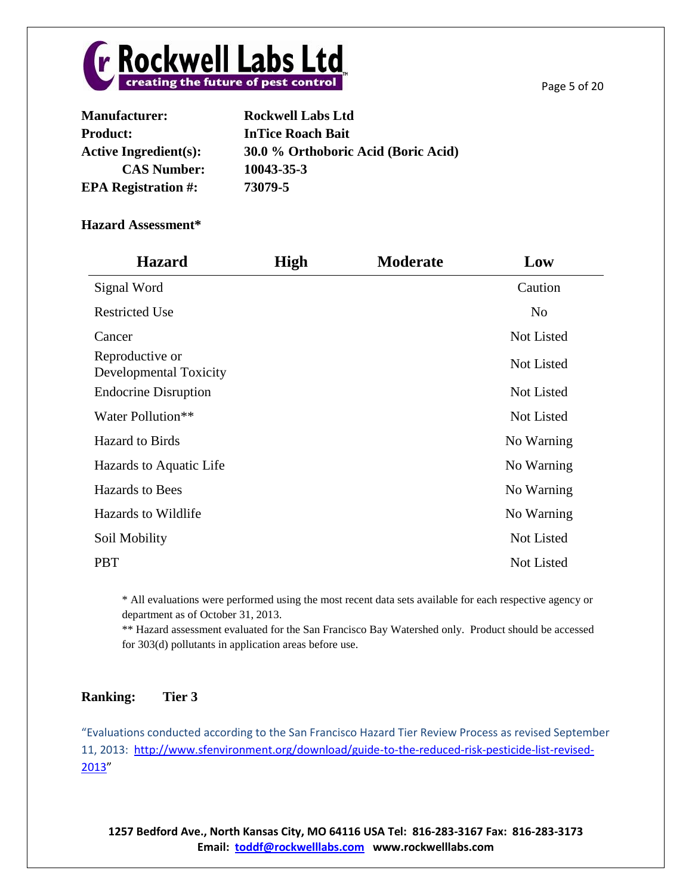**Manufacturer:** Rockwell Labs Ltd
**Product:** InTice Roach Bait
**Active Ingredient(s):** 30.0 % Orthoboric Acid (Boric Acid)
**CAS Number:** 10043-35-3
**EPA Registration #:** 73079-5

**Hazard Assessment***

| Hazard | High | Moderate | Low |
|---|---|---|---|
| Signal Word | | | Caution |
| Restricted Use | | | No |
| Cancer | | | Not Listed |
| Reproductive or Developmental Toxicity | | | Not Listed |
| Endocrine Disruption | | | Not Listed |
| Water Pollution** | | | Not Listed |
| Hazard to Birds | | | No Warning |
| Hazards to Aquatic Life | | | No Warning |
| Hazards to Bees | | | No Warning |
| Hazards to Wildlife | | | No Warning |
| Soil Mobility | | | Not Listed |
| PBT | | | Not Listed |

\* All evaluations were performed using the most recent data sets available for each respective agency or department as of October 31, 2013.
** Hazard assessment evaluated for the San Francisco Bay Watershed only. Product should be accessed for 303(d) pollutants in application areas before use.

**Ranking: Tier 3**

"Evaluations conducted according to the San Francisco Hazard Tier Review Process as revised September 11, 2013: http://www.sfenvironment.org/download/guide-to-the-reduced-risk-pesticide-list-revised-2013"

**1257 Bedford Ave., North Kansas City, MO 64116 USA Tel: 816-283-3167 Fax: 816-283-3173**
**Email: toddf@rockwelllabs.com www.rockwelllabs.com**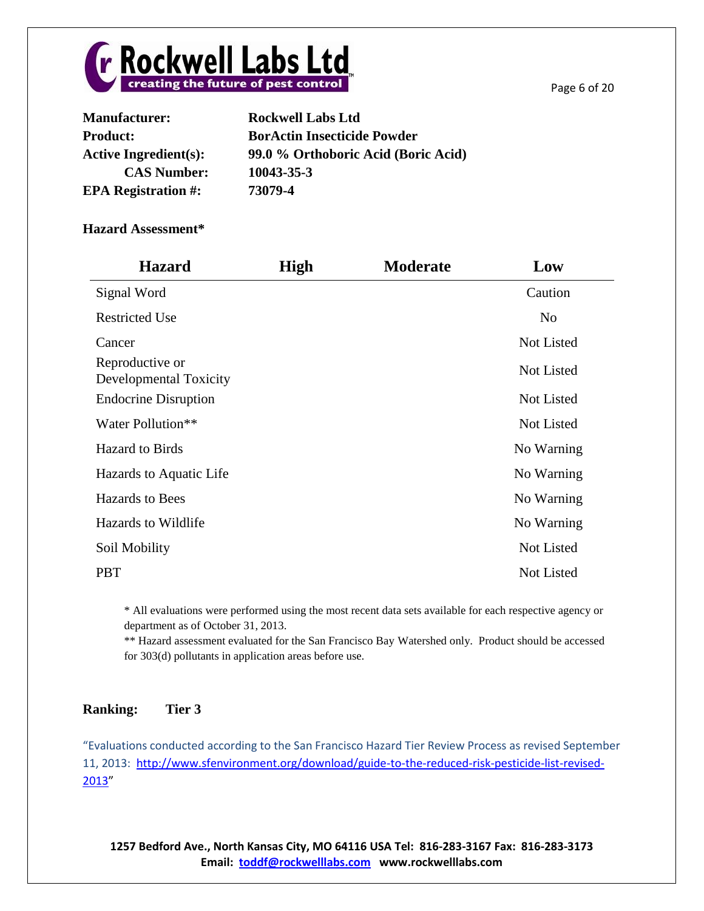**Manufacturer:** Rockwell Labs Ltd
**Product:** BorActin Insecticide Powder
**Active Ingredient(s):** 99.0 % Orthoboric Acid (Boric Acid)
**CAS Number:** 10043-35-3
**EPA Registration #:** 73079-4

**Hazard Assessment***

| Hazard | High | Moderate | Low |
|---|---|---|---|
| Signal Word | | | Caution |
| Restricted Use | | | No |
| Cancer | | | Not Listed |
| Reproductive or Developmental Toxicity | | | Not Listed |
| Endocrine Disruption | | | Not Listed |
| Water Pollution** | | | Not Listed |
| Hazard to Birds | | | No Warning |
| Hazards to Aquatic Life | | | No Warning |
| Hazards to Bees | | | No Warning |
| Hazards to Wildlife | | | No Warning |
| Soil Mobility | | | Not Listed |
| PBT | | | Not Listed |

\* All evaluations were performed using the most recent data sets available for each respective agency or department as of October 31, 2013.

\** Hazard assessment evaluated for the San Francisco Bay Watershed only. Product should be accessed for 303(d) pollutants in application areas before use.

**Ranking: Tier 3**

"Evaluations conducted according to the San Francisco Hazard Tier Review Process as revised September 11, 2013: http://www.sfenvironment.org/download/guide-to-the-reduced-risk-pesticide-list-revised-2013"

**1257 Bedford Ave., North Kansas City, MO 64116 USA Tel: 816-283-3167 Fax: 816-283-3173**
**Email: toddf@rockwelllabs.com www.rockwelllabs.com**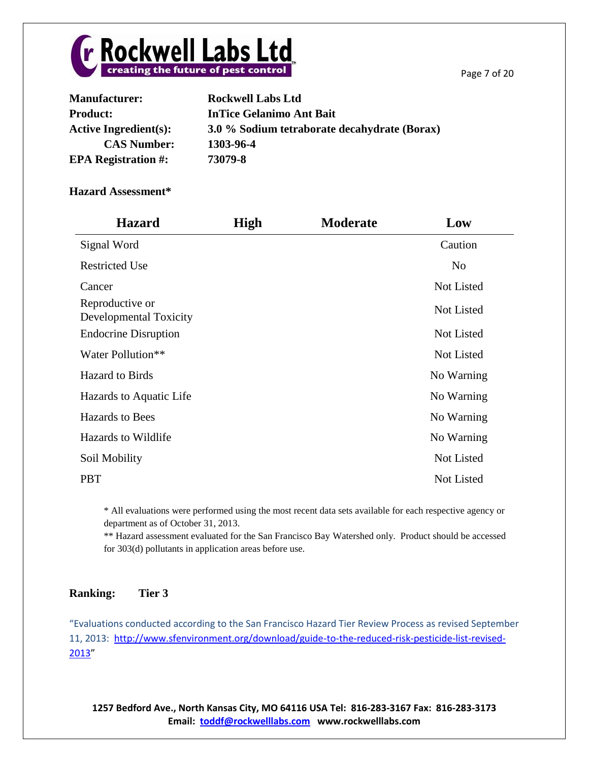| | |
|---|---|
| **Manufacturer:** | **Rockwell Labs Ltd** |
| **Product:** | **InTice Gelanimo Ant Bait** |
| **Active Ingredient(s):** | **3.0 % Sodium tetraborate decahydrate (Borax)** |
| **CAS Number:** | **1303-96-4** |
| **EPA Registration #:** | **73079-8** |

**Hazard Assessment***

| Hazard | High | Moderate | Low |
|---|---|---|---|
| Signal Word | | | Caution |
| Restricted Use | | | No |
| Cancer | | | Not Listed |
| Reproductive or Developmental Toxicity | | | Not Listed |
| Endocrine Disruption | | | Not Listed |
| Water Pollution** | | | Not Listed |
| Hazard to Birds | | | No Warning |
| Hazards to Aquatic Life | | | No Warning |
| Hazards to Bees | | | No Warning |
| Hazards to Wildlife | | | No Warning |
| Soil Mobility | | | Not Listed |
| PBT | | | Not Listed |

\* All evaluations were performed using the most recent data sets available for each respective agency or department as of October 31, 2013.
** Hazard assessment evaluated for the San Francisco Bay Watershed only. Product should be accessed for 303(d) pollutants in application areas before use.

**Ranking: Tier 3**

"Evaluations conducted according to the San Francisco Hazard Tier Review Process as revised September 11, 2013: http://www.sfenvironment.org/download/guide-to-the-reduced-risk-pesticide-list-revised-2013"

**1257 Bedford Ave., North Kansas City, MO 64116 USA Tel: 816-283-3167 Fax: 816-283-3173**
**Email: toddf@rockwelllabs.com www.rockwelllabs.com**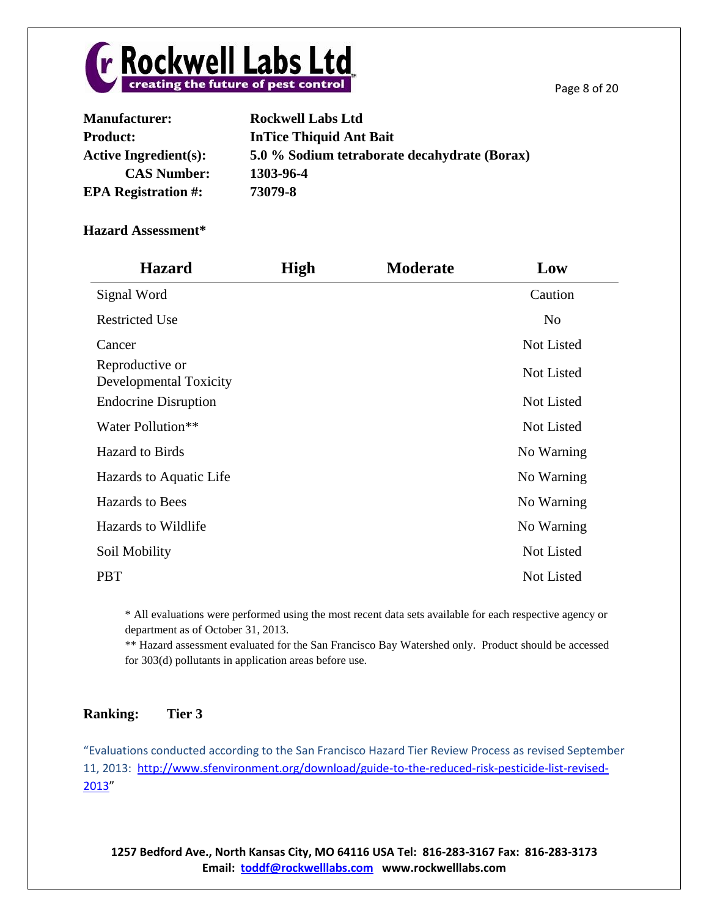**Rockwell Labs Ltd** — creating the future of pest control

| | |
|---|---|
| **Manufacturer:** | **Rockwell Labs Ltd** |
| **Product:** | **InTice Thiquid Ant Bait** |
| **Active Ingredient(s):** | **5.0 % Sodium tetraborate decahydrate (Borax)** |
| **CAS Number:** | **1303-96-4** |
| **EPA Registration #:** | **73079-8** |

**Hazard Assessment***

| Hazard | High | Moderate | Low |
|---|---|---|---|
| Signal Word | | | Caution |
| Restricted Use | | | No |
| Cancer | | | Not Listed |
| Reproductive or Developmental Toxicity | | | Not Listed |
| Endocrine Disruption | | | Not Listed |
| Water Pollution** | | | Not Listed |
| Hazard to Birds | | | No Warning |
| Hazards to Aquatic Life | | | No Warning |
| Hazards to Bees | | | No Warning |
| Hazards to Wildlife | | | No Warning |
| Soil Mobility | | | Not Listed |
| PBT | | | Not Listed |

\* All evaluations were performed using the most recent data sets available for each respective agency or department as of October 31, 2013.

\** Hazard assessment evaluated for the San Francisco Bay Watershed only. Product should be accessed for 303(d) pollutants in application areas before use.

**Ranking: Tier 3**

"Evaluations conducted according to the San Francisco Hazard Tier Review Process as revised September 11, 2013: http://www.sfenvironment.org/download/guide-to-the-reduced-risk-pesticide-list-revised-2013"

**1257 Bedford Ave., North Kansas City, MO 64116 USA Tel: 816-283-3167 Fax: 816-283-3173**
**Email: toddf@rockwelllabs.com www.rockwelllabs.com**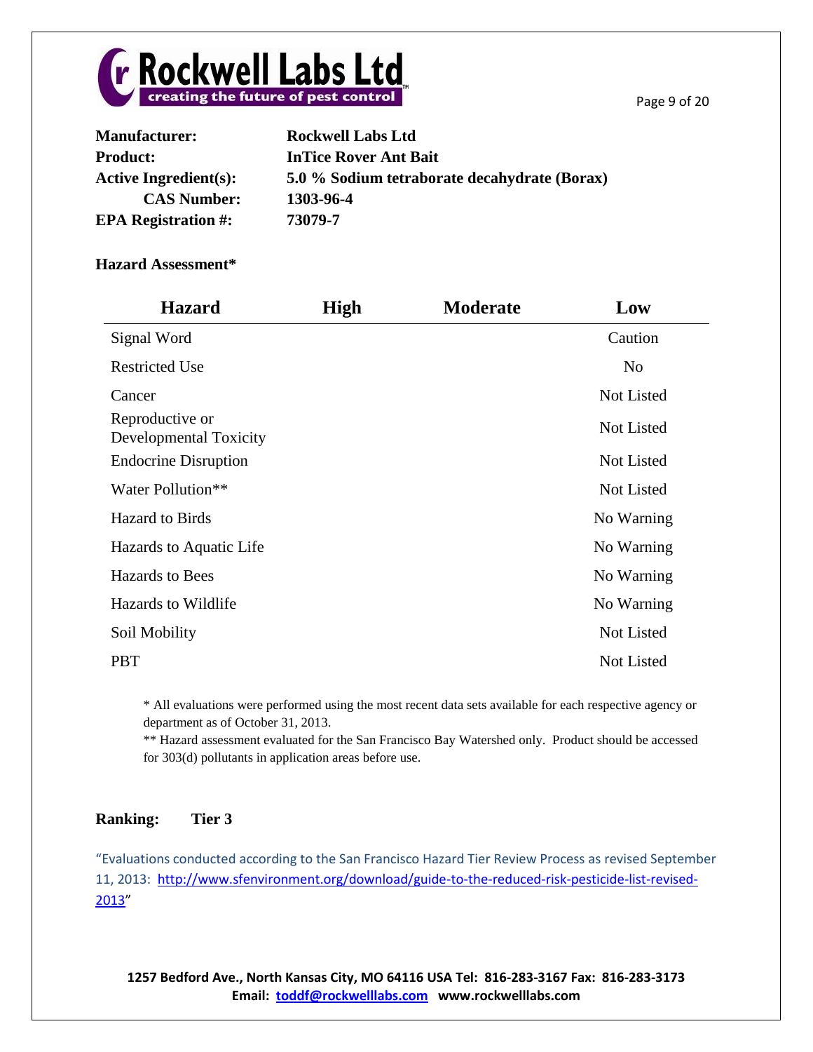**Rockwell Labs Ltd**
creating the future of pest control

| | |
|---|---|
| **Manufacturer:** | **Rockwell Labs Ltd** |
| **Product:** | **InTice Rover Ant Bait** |
| **Active Ingredient(s):** | **5.0 % Sodium tetraborate decahydrate (Borax)** |
| **CAS Number:** | **1303-96-4** |
| **EPA Registration #:** | **73079-7** |

**Hazard Assessment***

| Hazard | High | Moderate | Low |
|---|---|---|---|
| Signal Word | | | Caution |
| Restricted Use | | | No |
| Cancer | | | Not Listed |
| Reproductive or Developmental Toxicity | | | Not Listed |
| Endocrine Disruption | | | Not Listed |
| Water Pollution** | | | Not Listed |
| Hazard to Birds | | | No Warning |
| Hazards to Aquatic Life | | | No Warning |
| Hazards to Bees | | | No Warning |
| Hazards to Wildlife | | | No Warning |
| Soil Mobility | | | Not Listed |
| PBT | | | Not Listed |

* All evaluations were performed using the most recent data sets available for each respective agency or department as of October 31, 2013.
** Hazard assessment evaluated for the San Francisco Bay Watershed only. Product should be accessed for 303(d) pollutants in application areas before use.

**Ranking:** **Tier 3**

"Evaluations conducted according to the San Francisco Hazard Tier Review Process as revised September 11, 2013: http://www.sfenvironment.org/download/guide-to-the-reduced-risk-pesticide-list-revised-2013"

**1257 Bedford Ave., North Kansas City, MO 64116 USA Tel: 816-283-3167 Fax: 816-283-3173**
**Email: toddf@rockwelllabs.com www.rockwelllabs.com**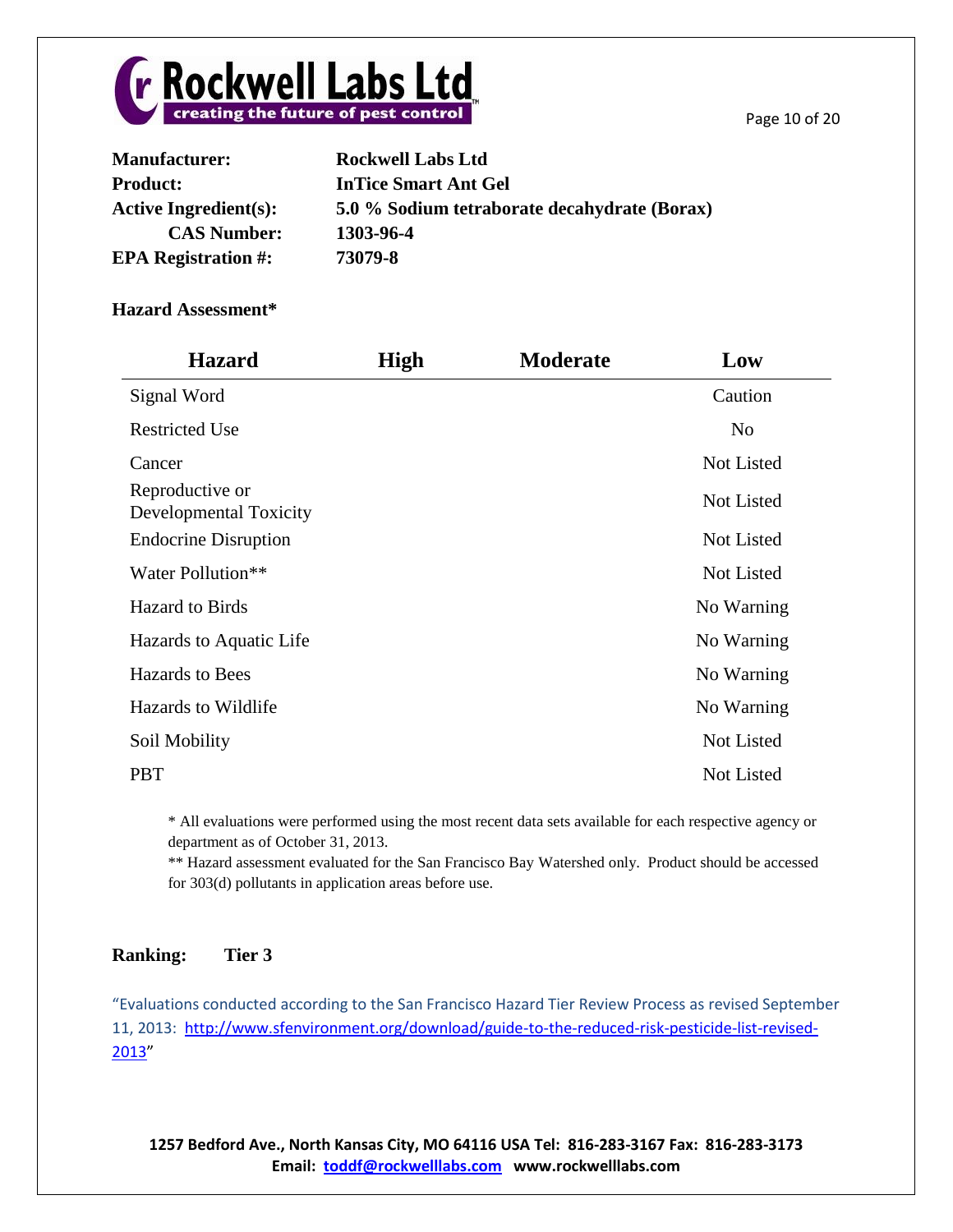**Manufacturer:** Rockwell Labs Ltd
**Product:** InTice Smart Ant Gel
**Active Ingredient(s):** 5.0 % Sodium tetraborate decahydrate (Borax)
**CAS Number:** 1303-96-4
**EPA Registration #:** 73079-8

**Hazard Assessment***

| Hazard | High | Moderate | Low |
|---|---|---|---|
| Signal Word | | | Caution |
| Restricted Use | | | No |
| Cancer | | | Not Listed |
| Reproductive or Developmental Toxicity | | | Not Listed |
| Endocrine Disruption | | | Not Listed |
| Water Pollution** | | | Not Listed |
| Hazard to Birds | | | No Warning |
| Hazards to Aquatic Life | | | No Warning |
| Hazards to Bees | | | No Warning |
| Hazards to Wildlife | | | No Warning |
| Soil Mobility | | | Not Listed |
| PBT | | | Not Listed |

\* All evaluations were performed using the most recent data sets available for each respective agency or department as of October 31, 2013.

\** Hazard assessment evaluated for the San Francisco Bay Watershed only. Product should be accessed for 303(d) pollutants in application areas before use.

**Ranking: Tier 3**

"Evaluations conducted according to the San Francisco Hazard Tier Review Process as revised September 11, 2013: http://www.sfenvironment.org/download/guide-to-the-reduced-risk-pesticide-list-revised-2013"

**1257 Bedford Ave., North Kansas City, MO 64116 USA Tel: 816-283-3167 Fax: 816-283-3173**
**Email: toddf@rockwelllabs.com www.rockwelllabs.com**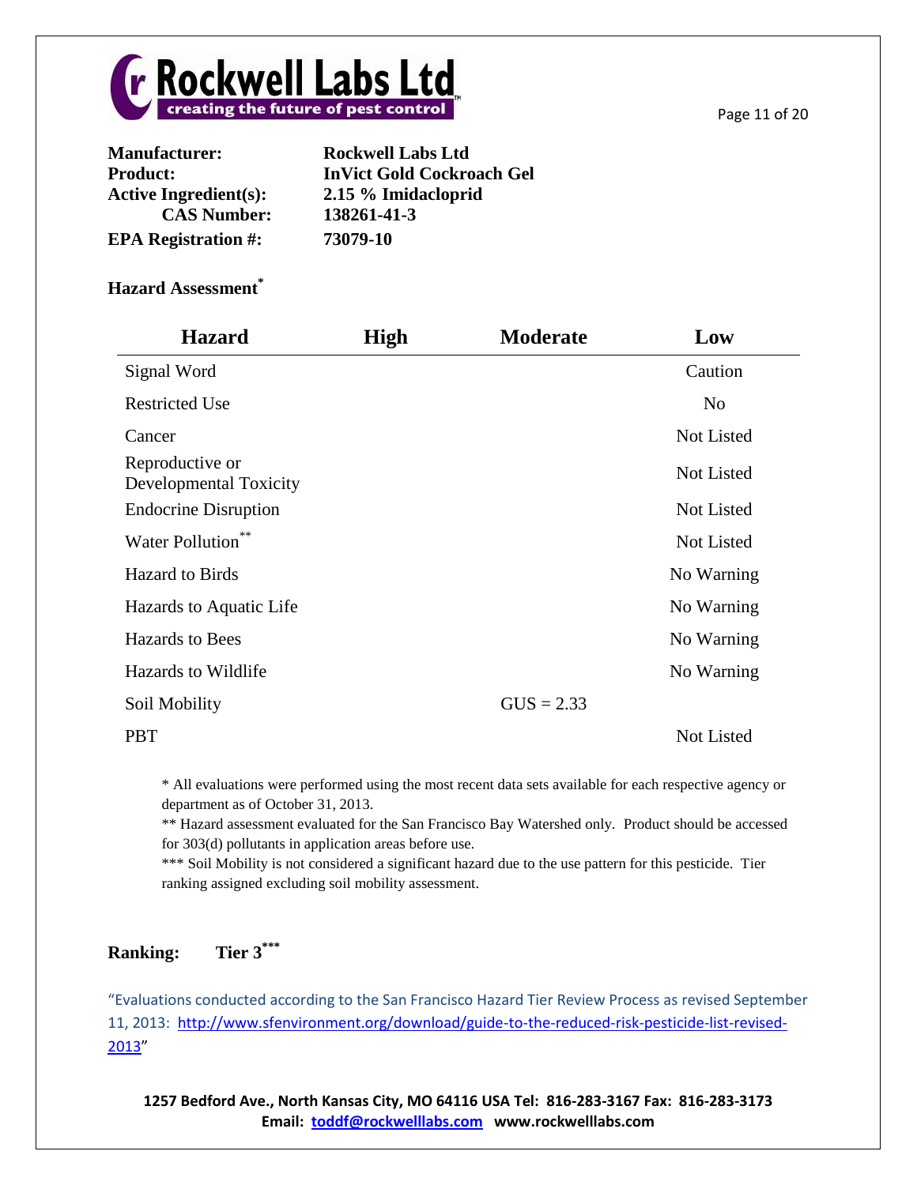**Rockwell Labs Ltd**
creating the future of pest control

| | |
|---|---|
| **Manufacturer:** | **Rockwell Labs Ltd** |
| **Product:** | **InVict Gold Cockroach Gel** |
| **Active Ingredient(s):** | **2.15 % Imidacloprid** |
| **CAS Number:** | **138261-41-3** |
| **EPA Registration #:** | **73079-10** |

**Hazard Assessment***

| Hazard | High | Moderate | Low |
|---|---|---|---|
| Signal Word | | | Caution |
| Restricted Use | | | No |
| Cancer | | | Not Listed |
| Reproductive or Developmental Toxicity | | | Not Listed |
| Endocrine Disruption | | | Not Listed |
| Water Pollution** | | | Not Listed |
| Hazard to Birds | | | No Warning |
| Hazards to Aquatic Life | | | No Warning |
| Hazards to Bees | | | No Warning |
| Hazards to Wildlife | | | No Warning |
| Soil Mobility | | GUS = 2.33 | |
| PBT | | | Not Listed |

* All evaluations were performed using the most recent data sets available for each respective agency or department as of October 31, 2013.

** Hazard assessment evaluated for the San Francisco Bay Watershed only. Product should be accessed for 303(d) pollutants in application areas before use.

*** Soil Mobility is not considered a significant hazard due to the use pattern for this pesticide. Tier ranking assigned excluding soil mobility assessment.

**Ranking: Tier 3*****

"Evaluations conducted according to the San Francisco Hazard Tier Review Process as revised September 11, 2013: [http://www.sfenvironment.org/download/guide-to-the-reduced-risk-pesticide-list-revised-2013](http://www.sfenvironment.org/download/guide-to-the-reduced-risk-pesticide-list-revised-2013)"

**1257 Bedford Ave., North Kansas City, MO 64116 USA Tel: 816-283-3167 Fax: 816-283-3173**
**Email: [toddf@rockwelllabs.com](mailto:toddf@rockwelllabs.com) www.rockwelllabs.com**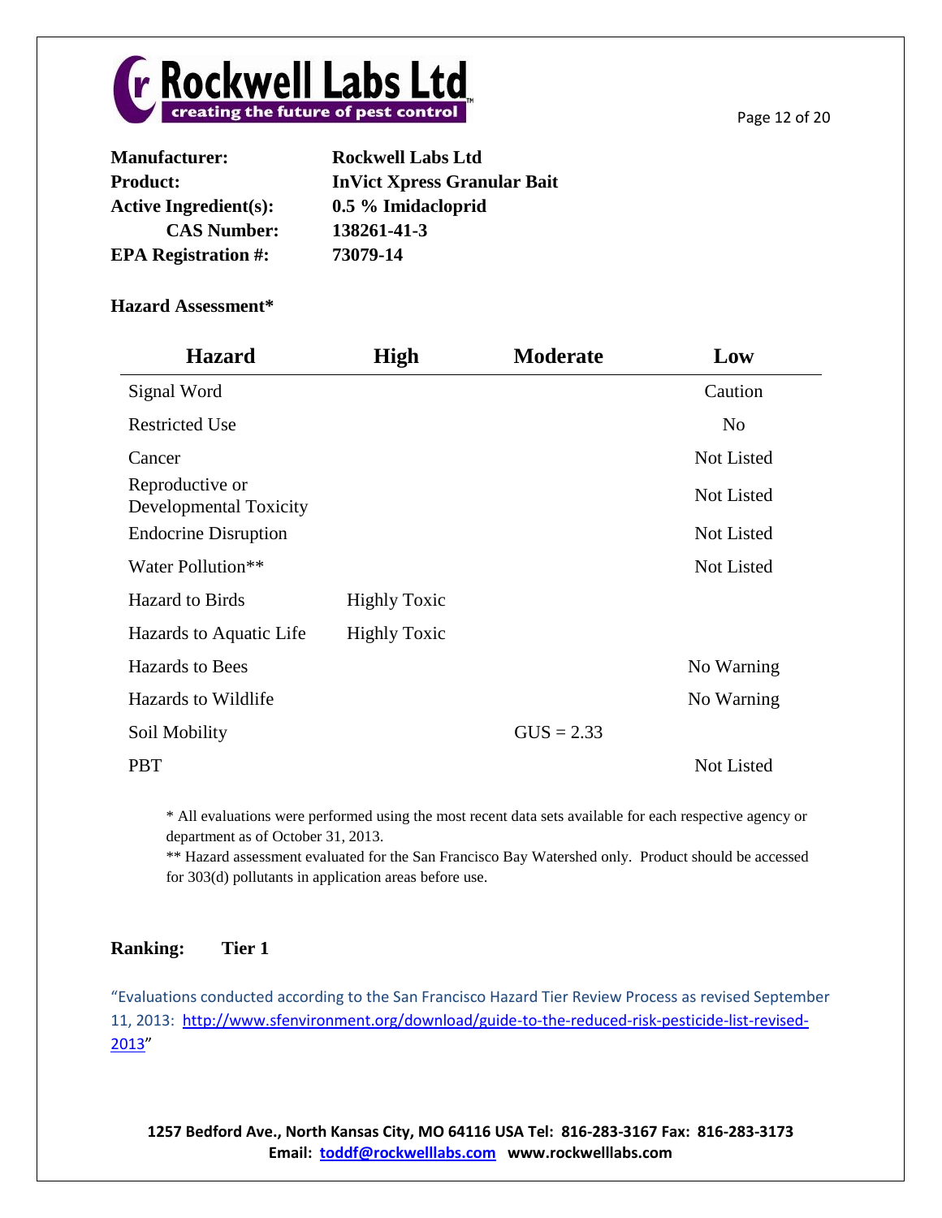| | |
|---|---|
| **Manufacturer:** | **Rockwell Labs Ltd** |
| **Product:** | **InVict Xpress Granular Bait** |
| **Active Ingredient(s):** | **0.5 % Imidacloprid** |
| **CAS Number:** | **138261-41-3** |
| **EPA Registration #:** | **73079-14** |

**Hazard Assessment***

| Hazard | High | Moderate | Low |
|---|---|---|---|
| Signal Word | | | Caution |
| Restricted Use | | | No |
| Cancer | | | Not Listed |
| Reproductive or Developmental Toxicity | | | Not Listed |
| Endocrine Disruption | | | Not Listed |
| Water Pollution** | | | Not Listed |
| Hazard to Birds | Highly Toxic | | |
| Hazards to Aquatic Life | Highly Toxic | | |
| Hazards to Bees | | | No Warning |
| Hazards to Wildlife | | | No Warning |
| Soil Mobility | | GUS = 2.33 | |
| PBT | | | Not Listed |

* All evaluations were performed using the most recent data sets available for each respective agency or department as of October 31, 2013.

** Hazard assessment evaluated for the San Francisco Bay Watershed only. Product should be accessed for 303(d) pollutants in application areas before use.

**Ranking: Tier 1**

"Evaluations conducted according to the San Francisco Hazard Tier Review Process as revised September 11, 2013: http://www.sfenvironment.org/download/guide-to-the-reduced-risk-pesticide-list-revised-2013"

**1257 Bedford Ave., North Kansas City, MO 64116 USA Tel: 816-283-3167 Fax: 816-283-3173**
**Email: toddf@rockwelllabs.com www.rockwelllabs.com**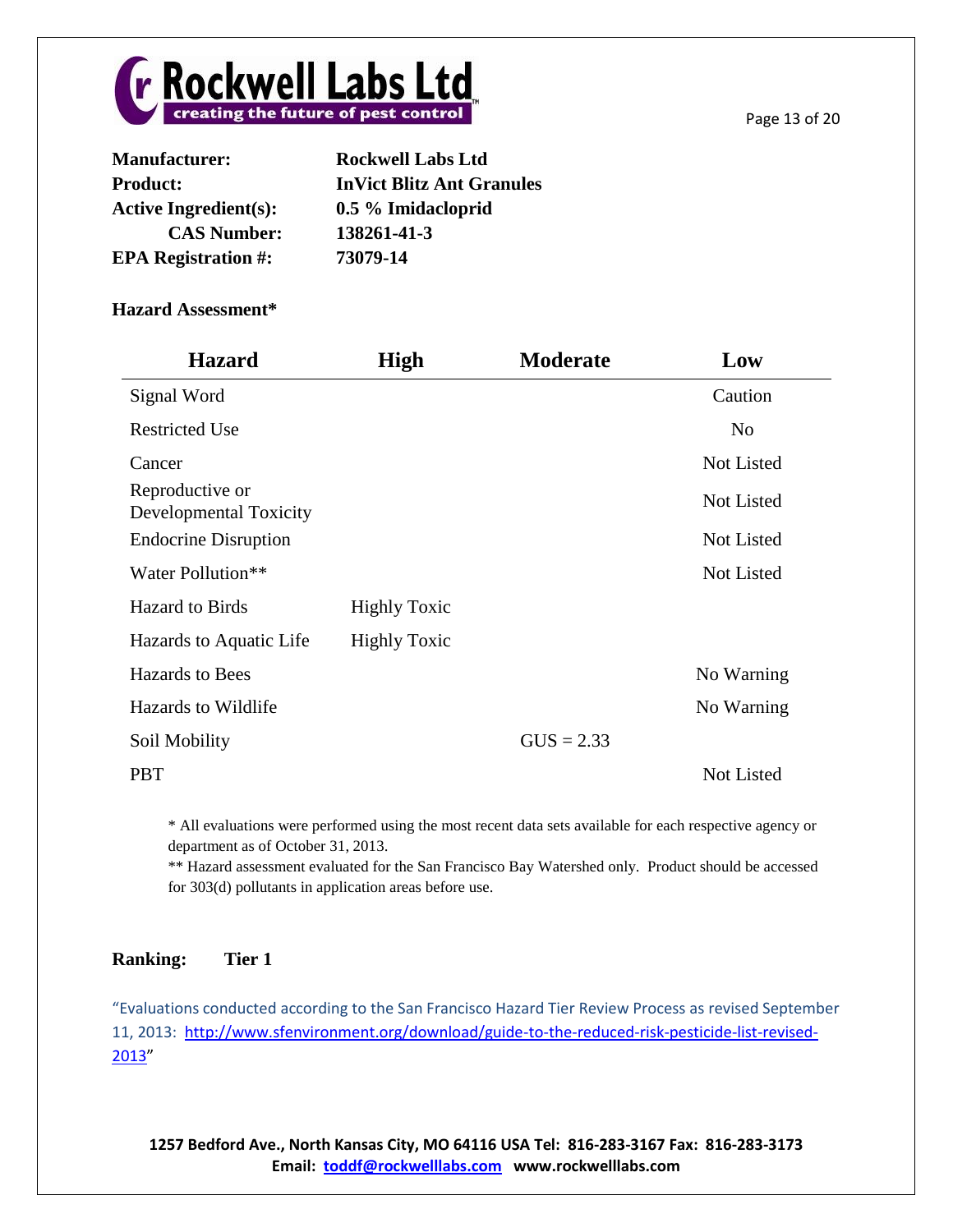| | |
|---|---|
| **Manufacturer:** | **Rockwell Labs Ltd** |
| **Product:** | **InVict Blitz Ant Granules** |
| **Active Ingredient(s):** | **0.5 % Imidacloprid** |
| **CAS Number:** | **138261-41-3** |
| **EPA Registration #:** | **73079-14** |

**Hazard Assessment***

| Hazard | High | Moderate | Low |
|---|---|---|---|
| Signal Word | | | Caution |
| Restricted Use | | | No |
| Cancer | | | Not Listed |
| Reproductive or Developmental Toxicity | | | Not Listed |
| Endocrine Disruption | | | Not Listed |
| Water Pollution** | | | Not Listed |
| Hazard to Birds | Highly Toxic | | |
| Hazards to Aquatic Life | Highly Toxic | | |
| Hazards to Bees | | | No Warning |
| Hazards to Wildlife | | | No Warning |
| Soil Mobility | | GUS = 2.33 | |
| PBT | | | Not Listed |

\* All evaluations were performed using the most recent data sets available for each respective agency or department as of October 31, 2013.

** Hazard assessment evaluated for the San Francisco Bay Watershed only. Product should be accessed for 303(d) pollutants in application areas before use.

**Ranking: Tier 1**

"Evaluations conducted according to the San Francisco Hazard Tier Review Process as revised September 11, 2013: [http://www.sfenvironment.org/download/guide-to-the-reduced-risk-pesticide-list-revised-2013](http://www.sfenvironment.org/download/guide-to-the-reduced-risk-pesticide-list-revised-2013)"

**1257 Bedford Ave., North Kansas City, MO 64116 USA Tel: 816-283-3167 Fax: 816-283-3173**
**Email: toddf@rockwelllabs.com www.rockwelllabs.com**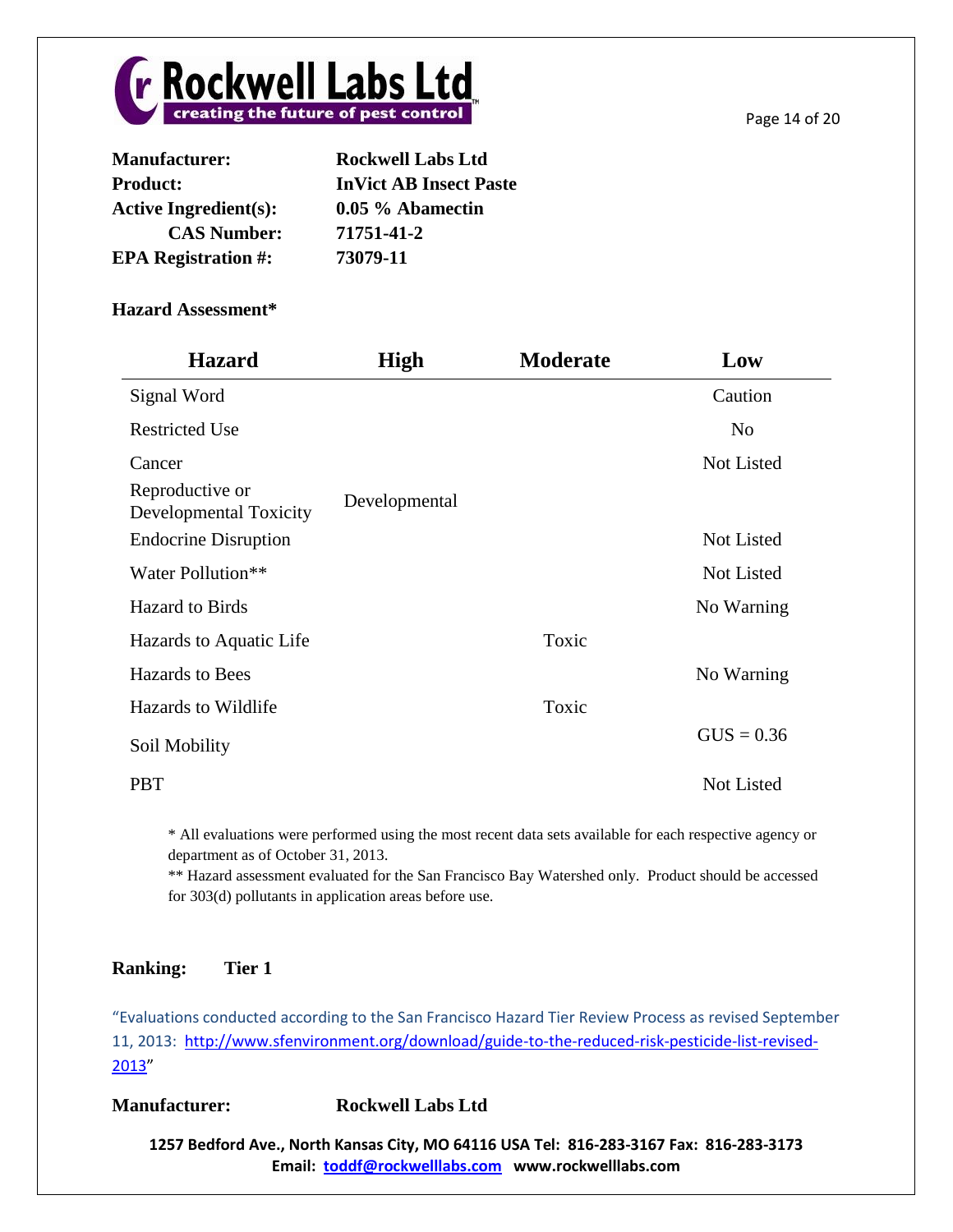| | |
|---|---|
| **Manufacturer:** | **Rockwell Labs Ltd** |
| **Product:** | **InVict AB Insect Paste** |
| **Active Ingredient(s):** | **0.05 % Abamectin** |
| **CAS Number:** | **71751-41-2** |
| **EPA Registration #:** | **73079-11** |

**Hazard Assessment***

| Hazard | High | Moderate | Low |
|---|---|---|---|
| Signal Word | | | Caution |
| Restricted Use | | | No |
| Cancer | | | Not Listed |
| Reproductive or Developmental Toxicity | Developmental | | |
| Endocrine Disruption | | | Not Listed |
| Water Pollution** | | | Not Listed |
| Hazard to Birds | | | No Warning |
| Hazards to Aquatic Life | | Toxic | |
| Hazards to Bees | | | No Warning |
| Hazards to Wildlife | | Toxic | |
| Soil Mobility | | | GUS = 0.36 |
| PBT | | | Not Listed |

* All evaluations were performed using the most recent data sets available for each respective agency or department as of October 31, 2013.
** Hazard assessment evaluated for the San Francisco Bay Watershed only. Product should be accessed for 303(d) pollutants in application areas before use.

**Ranking: Tier 1**

"Evaluations conducted according to the San Francisco Hazard Tier Review Process as revised September 11, 2013: http://www.sfenvironment.org/download/guide-to-the-reduced-risk-pesticide-list-revised-2013"

**Manufacturer: Rockwell Labs Ltd**

**1257 Bedford Ave., North Kansas City, MO 64116 USA Tel: 816-283-3167 Fax: 816-283-3173**
**Email: toddf@rockwelllabs.com www.rockwelllabs.com**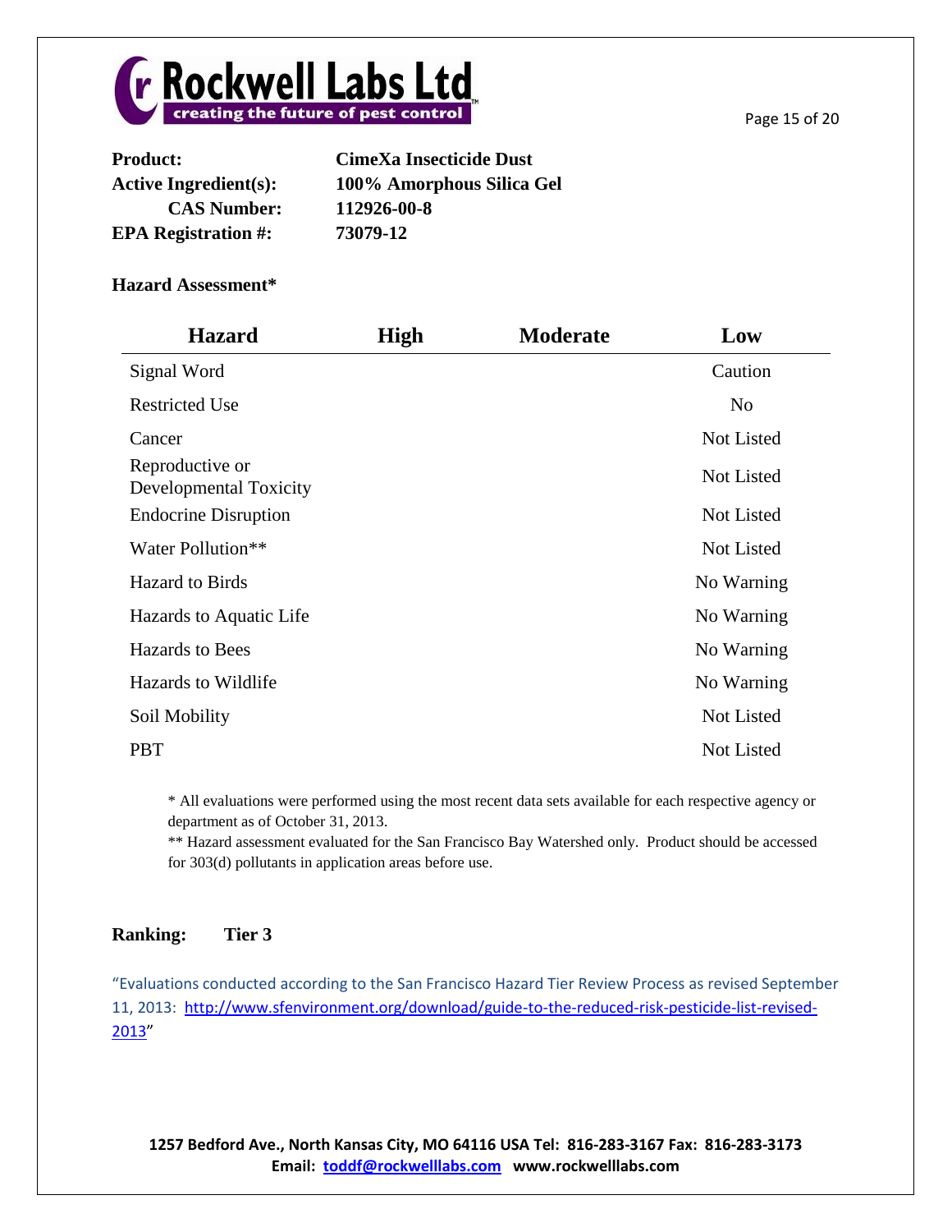**Product:** **CimeXa Insecticide Dust**
**Active Ingredient(s):** **100% Amorphous Silica Gel**
**CAS Number:** **112926-00-8**
**EPA Registration #:** **73079-12**

**Hazard Assessment***

| Hazard | High | Moderate | Low |
|---|---|---|---|
| Signal Word | | | Caution |
| Restricted Use | | | No |
| Cancer | | | Not Listed |
| Reproductive or Developmental Toxicity | | | Not Listed |
| Endocrine Disruption | | | Not Listed |
| Water Pollution** | | | Not Listed |
| Hazard to Birds | | | No Warning |
| Hazards to Aquatic Life | | | No Warning |
| Hazards to Bees | | | No Warning |
| Hazards to Wildlife | | | No Warning |
| Soil Mobility | | | Not Listed |
| PBT | | | Not Listed |

* All evaluations were performed using the most recent data sets available for each respective agency or department as of October 31, 2013.
** Hazard assessment evaluated for the San Francisco Bay Watershed only. Product should be accessed for 303(d) pollutants in application areas before use.

**Ranking:** **Tier 3**

"Evaluations conducted according to the San Francisco Hazard Tier Review Process as revised September 11, 2013: http://www.sfenvironment.org/download/guide-to-the-reduced-risk-pesticide-list-revised-2013"

**1257 Bedford Ave., North Kansas City, MO 64116 USA Tel: 816-283-3167 Fax: 816-283-3173**
**Email: toddf@rockwelllabs.com www.rockwelllabs.com**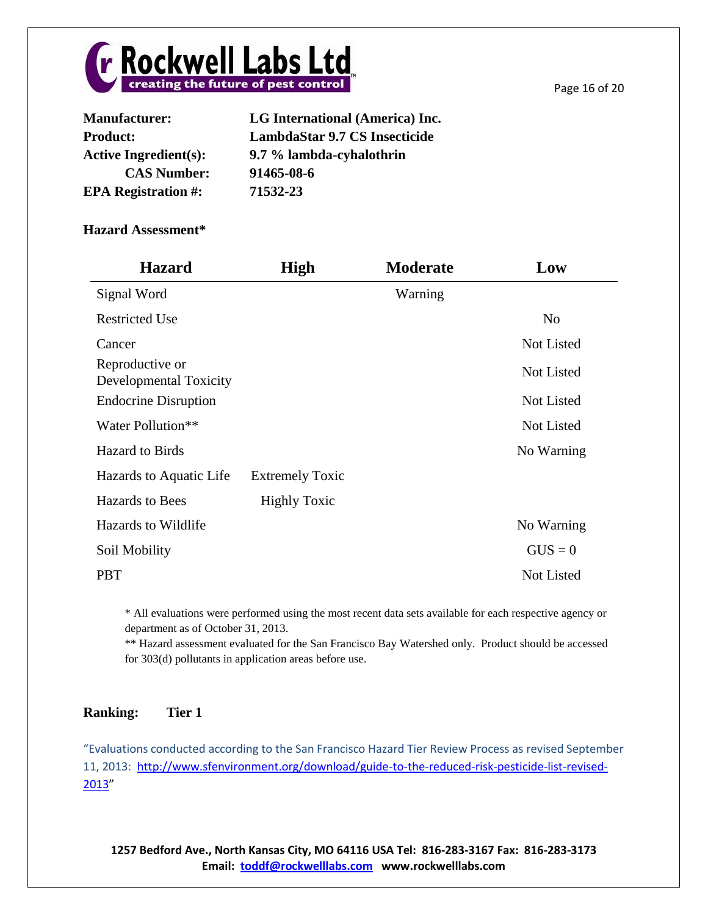| | |
|---|---|
| **Manufacturer:** | **LG International (America) Inc.** |
| **Product:** | **LambdaStar 9.7 CS Insecticide** |
| **Active Ingredient(s):** | **9.7 % lambda-cyhalothrin** |
| **CAS Number:** | **91465-08-6** |
| **EPA Registration #:** | **71532-23** |

**Hazard Assessment***

| Hazard | High | Moderate | Low |
|---|---|---|---|
| Signal Word | | Warning | |
| Restricted Use | | | No |
| Cancer | | | Not Listed |
| Reproductive or Developmental Toxicity | | | Not Listed |
| Endocrine Disruption | | | Not Listed |
| Water Pollution** | | | Not Listed |
| Hazard to Birds | | | No Warning |
| Hazards to Aquatic Life | Extremely Toxic | | |
| Hazards to Bees | Highly Toxic | | |
| Hazards to Wildlife | | | No Warning |
| Soil Mobility | | | GUS = 0 |
| PBT | | | Not Listed |

* All evaluations were performed using the most recent data sets available for each respective agency or department as of October 31, 2013.

** Hazard assessment evaluated for the San Francisco Bay Watershed only. Product should be accessed for 303(d) pollutants in application areas before use.

**Ranking: Tier 1**

"Evaluations conducted according to the San Francisco Hazard Tier Review Process as revised September 11, 2013: http://www.sfenvironment.org/download/guide-to-the-reduced-risk-pesticide-list-revised-2013"

**1257 Bedford Ave., North Kansas City, MO 64116 USA Tel: 816-283-3167 Fax: 816-283-3173**
**Email: toddf@rockwelllabs.com www.rockwelllabs.com**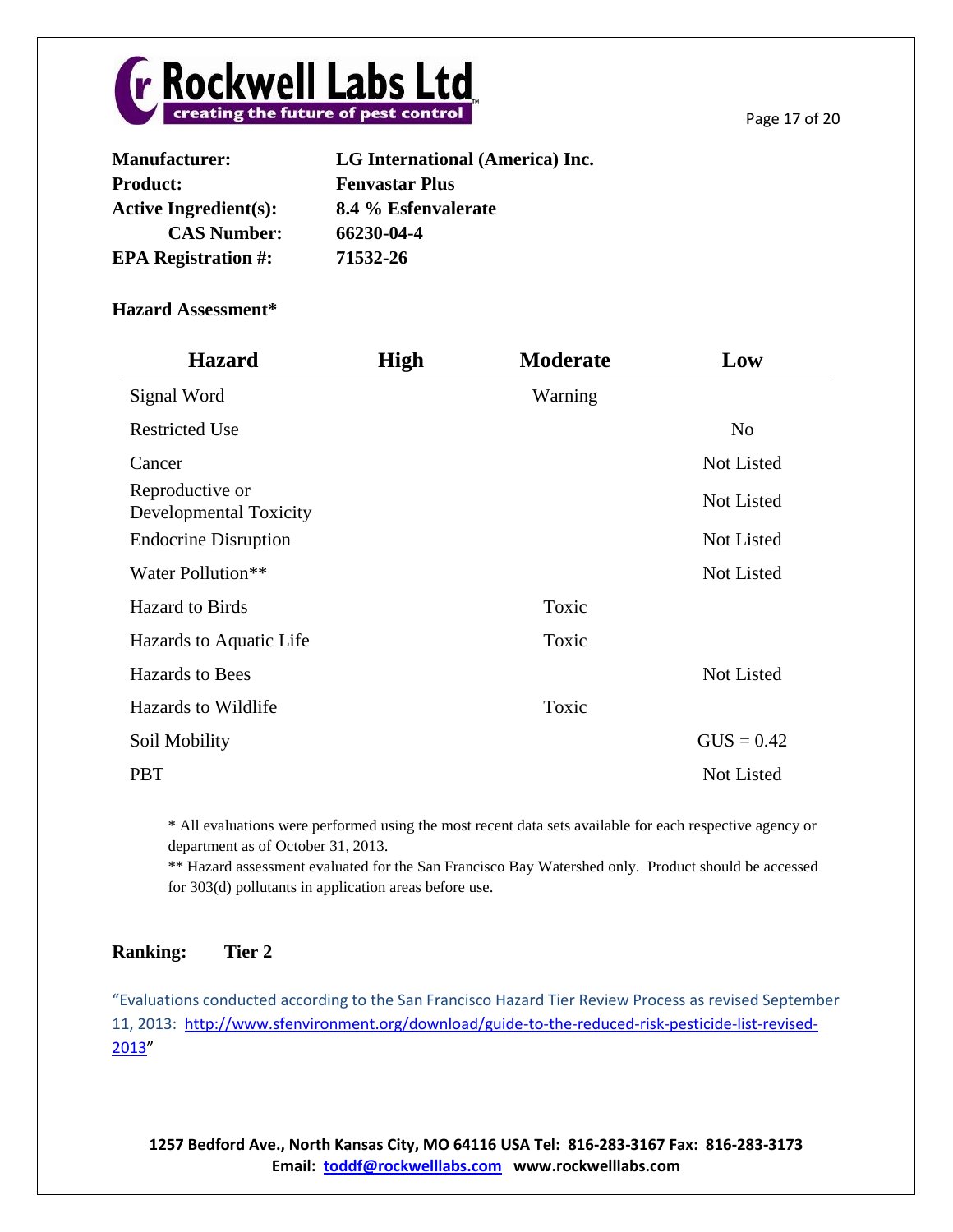| | |
|---|---|
| **Manufacturer:** | **LG International (America) Inc.** |
| **Product:** | **Fenvastar Plus** |
| **Active Ingredient(s):** | **8.4 % Esfenvalerate** |
| **CAS Number:** | **66230-04-4** |
| **EPA Registration #:** | **71532-26** |

**Hazard Assessment***

| Hazard | High | Moderate | Low |
|---|---|---|---|
| Signal Word | | Warning | |
| Restricted Use | | | No |
| Cancer | | | Not Listed |
| Reproductive or Developmental Toxicity | | | Not Listed |
| Endocrine Disruption | | | Not Listed |
| Water Pollution** | | | Not Listed |
| Hazard to Birds | | Toxic | |
| Hazards to Aquatic Life | | Toxic | |
| Hazards to Bees | | | Not Listed |
| Hazards to Wildlife | | Toxic | |
| Soil Mobility | | | GUS = 0.42 |
| PBT | | | Not Listed |

* All evaluations were performed using the most recent data sets available for each respective agency or department as of October 31, 2013.

** Hazard assessment evaluated for the San Francisco Bay Watershed only. Product should be accessed for 303(d) pollutants in application areas before use.

**Ranking:** **Tier 2**

"Evaluations conducted according to the San Francisco Hazard Tier Review Process as revised September 11, 2013: http://www.sfenvironment.org/download/guide-to-the-reduced-risk-pesticide-list-revised-2013"

**1257 Bedford Ave., North Kansas City, MO 64116 USA Tel: 816-283-3167 Fax: 816-283-3173**
**Email: toddf@rockwelllabs.com www.rockwelllabs.com**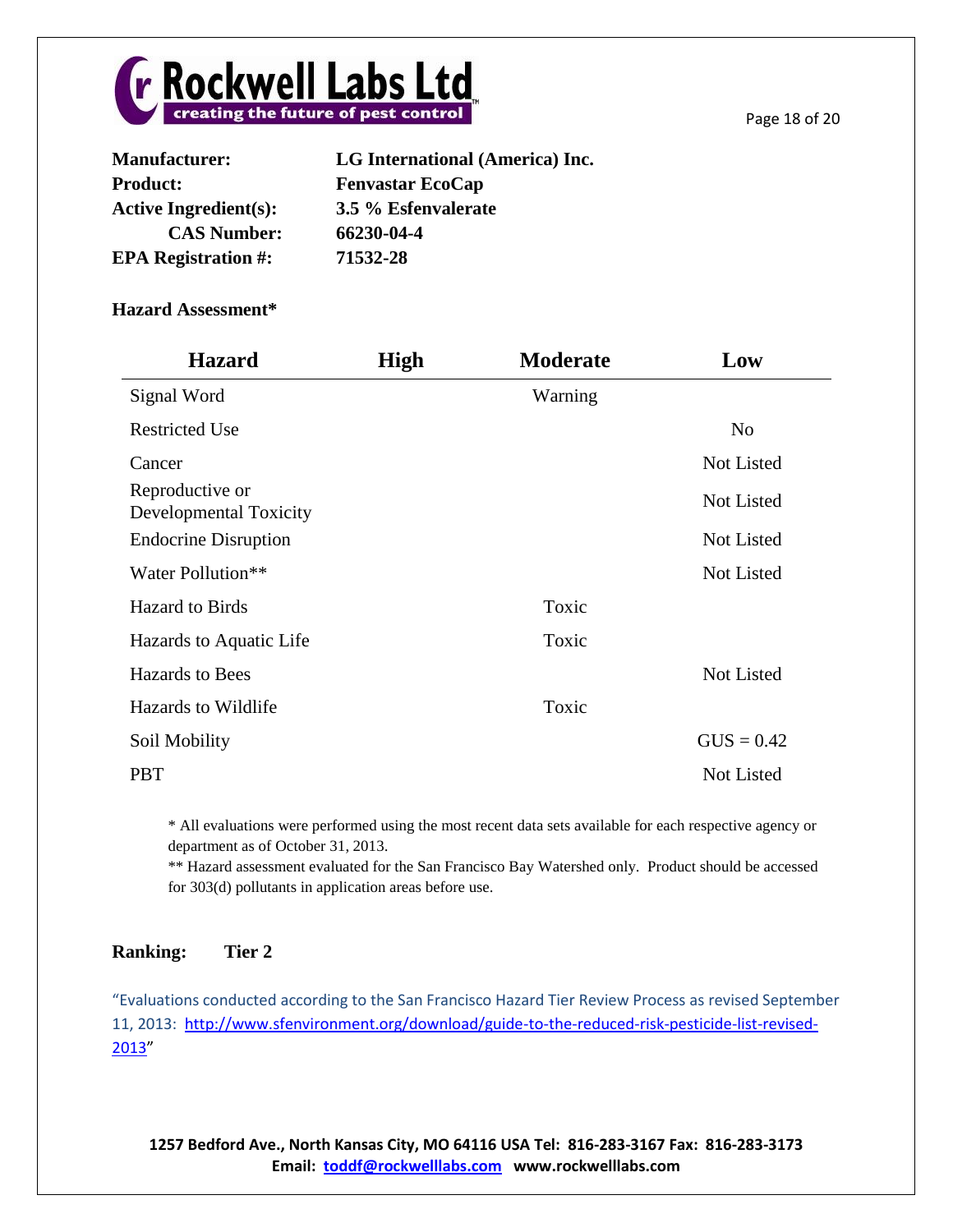**Manufacturer:** LG International (America) Inc.
**Product:** Fenvastar EcoCap
**Active Ingredient(s):** 3.5 % Esfenvalerate
**CAS Number:** 66230-04-4
**EPA Registration #:** 71532-28

**Hazard Assessment***

| Hazard | High | Moderate | Low |
|---|---|---|---|
| Signal Word | | Warning | |
| Restricted Use | | | No |
| Cancer | | | Not Listed |
| Reproductive or Developmental Toxicity | | | Not Listed |
| Endocrine Disruption | | | Not Listed |
| Water Pollution** | | | Not Listed |
| Hazard to Birds | | Toxic | |
| Hazards to Aquatic Life | | Toxic | |
| Hazards to Bees | | | Not Listed |
| Hazards to Wildlife | | Toxic | |
| Soil Mobility | | | GUS = 0.42 |
| PBT | | | Not Listed |

\* All evaluations were performed using the most recent data sets available for each respective agency or department as of October 31, 2013.

** Hazard assessment evaluated for the San Francisco Bay Watershed only. Product should be accessed for 303(d) pollutants in application areas before use.

**Ranking: Tier 2**

"Evaluations conducted according to the San Francisco Hazard Tier Review Process as revised September 11, 2013: [http://www.sfenvironment.org/download/guide-to-the-reduced-risk-pesticide-list-revised-2013](http://www.sfenvironment.org/download/guide-to-the-reduced-risk-pesticide-list-revised-2013)"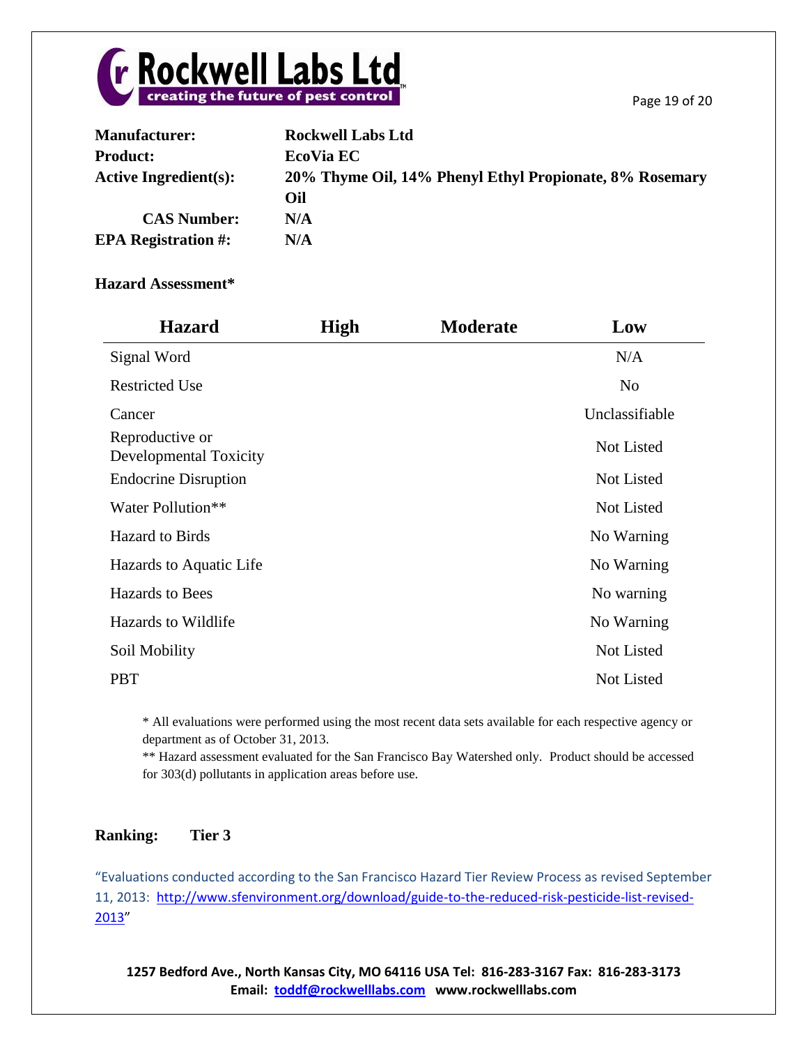**Manufacturer:** Rockwell Labs Ltd
**Product:** EcoVia EC
**Active Ingredient(s):** 20% Thyme Oil, 14% Phenyl Ethyl Propionate, 8% Rosemary Oil
**CAS Number:** N/A
**EPA Registration #:** N/A

**Hazard Assessment***

| Hazard | High | Moderate | Low |
|---|---|---|---|
| Signal Word | | | N/A |
| Restricted Use | | | No |
| Cancer | | | Unclassifiable |
| Reproductive or Developmental Toxicity | | | Not Listed |
| Endocrine Disruption | | | Not Listed |
| Water Pollution** | | | Not Listed |
| Hazard to Birds | | | No Warning |
| Hazards to Aquatic Life | | | No Warning |
| Hazards to Bees | | | No warning |
| Hazards to Wildlife | | | No Warning |
| Soil Mobility | | | Not Listed |
| PBT | | | Not Listed |

\* All evaluations were performed using the most recent data sets available for each respective agency or department as of October 31, 2013.
\** Hazard assessment evaluated for the San Francisco Bay Watershed only. Product should be accessed for 303(d) pollutants in application areas before use.

**Ranking: Tier 3**

"Evaluations conducted according to the San Francisco Hazard Tier Review Process as revised September 11, 2013: http://www.sfenvironment.org/download/guide-to-the-reduced-risk-pesticide-list-revised-2013"

**1257 Bedford Ave., North Kansas City, MO 64116 USA Tel: 816-283-3167 Fax: 816-283-3173**
**Email: toddf@rockwelllabs.com www.rockwelllabs.com**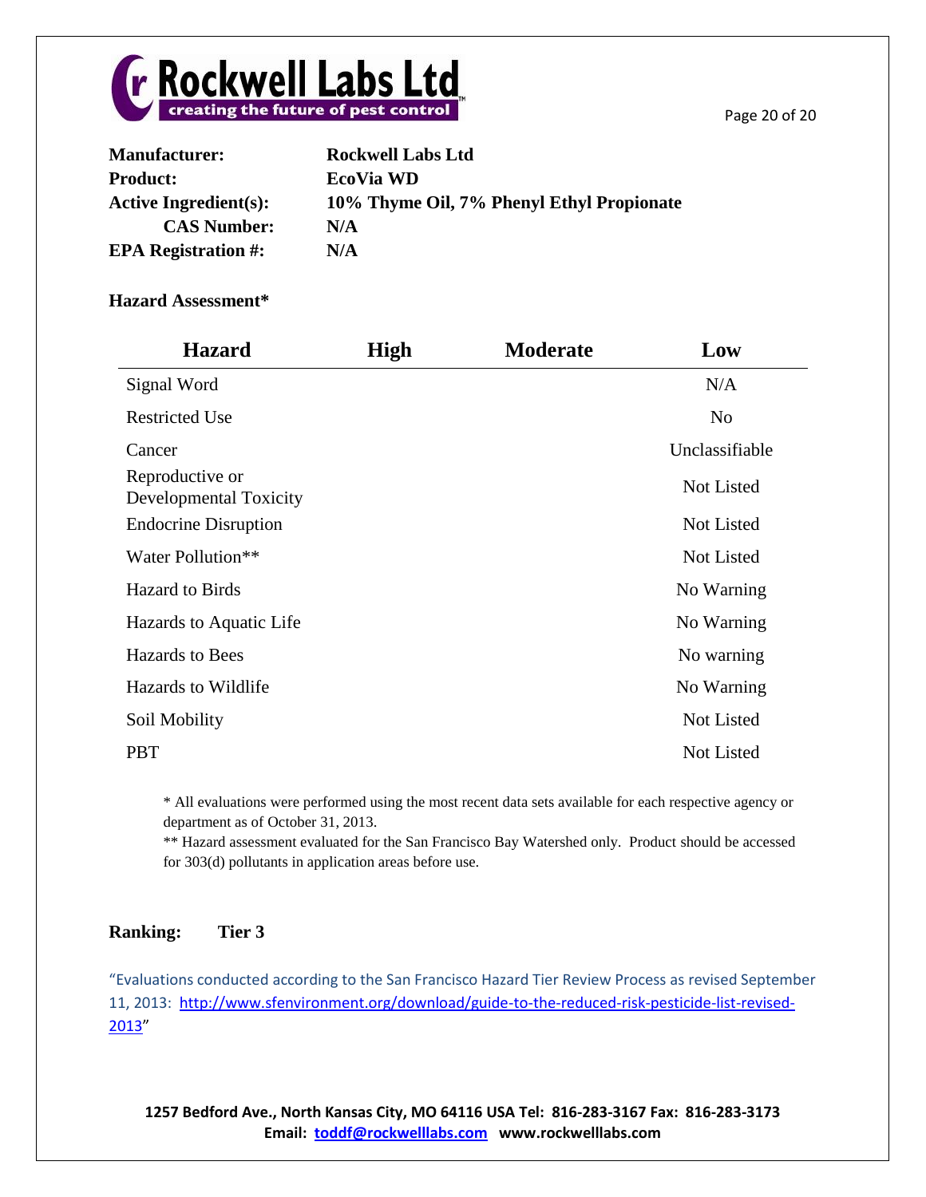**Rockwell Labs Ltd**
creating the future of pest control

| | |
|---|---|
| **Manufacturer:** | **Rockwell Labs Ltd** |
| **Product:** | **EcoVia WD** |
| **Active Ingredient(s):** | **10% Thyme Oil, 7% Phenyl Ethyl Propionate** |
| **CAS Number:** | **N/A** |
| **EPA Registration #:** | **N/A** |

**Hazard Assessment***

| Hazard | High | Moderate | Low |
|---|---|---|---|
| Signal Word | | | N/A |
| Restricted Use | | | No |
| Cancer | | | Unclassifiable |
| Reproductive or Developmental Toxicity | | | Not Listed |
| Endocrine Disruption | | | Not Listed |
| Water Pollution** | | | Not Listed |
| Hazard to Birds | | | No Warning |
| Hazards to Aquatic Life | | | No Warning |
| Hazards to Bees | | | No warning |
| Hazards to Wildlife | | | No Warning |
| Soil Mobility | | | Not Listed |
| PBT | | | Not Listed |

* All evaluations were performed using the most recent data sets available for each respective agency or department as of October 31, 2013.
** Hazard assessment evaluated for the San Francisco Bay Watershed only. Product should be accessed for 303(d) pollutants in application areas before use.

**Ranking: Tier 3**

"Evaluations conducted according to the San Francisco Hazard Tier Review Process as revised September 11, 2013: http://www.sfenvironment.org/download/guide-to-the-reduced-risk-pesticide-list-revised-2013"

**1257 Bedford Ave., North Kansas City, MO 64116 USA Tel: 816-283-3167 Fax: 816-283-3173**
**Email: toddf@rockwelllabs.com www.rockwelllabs.com**